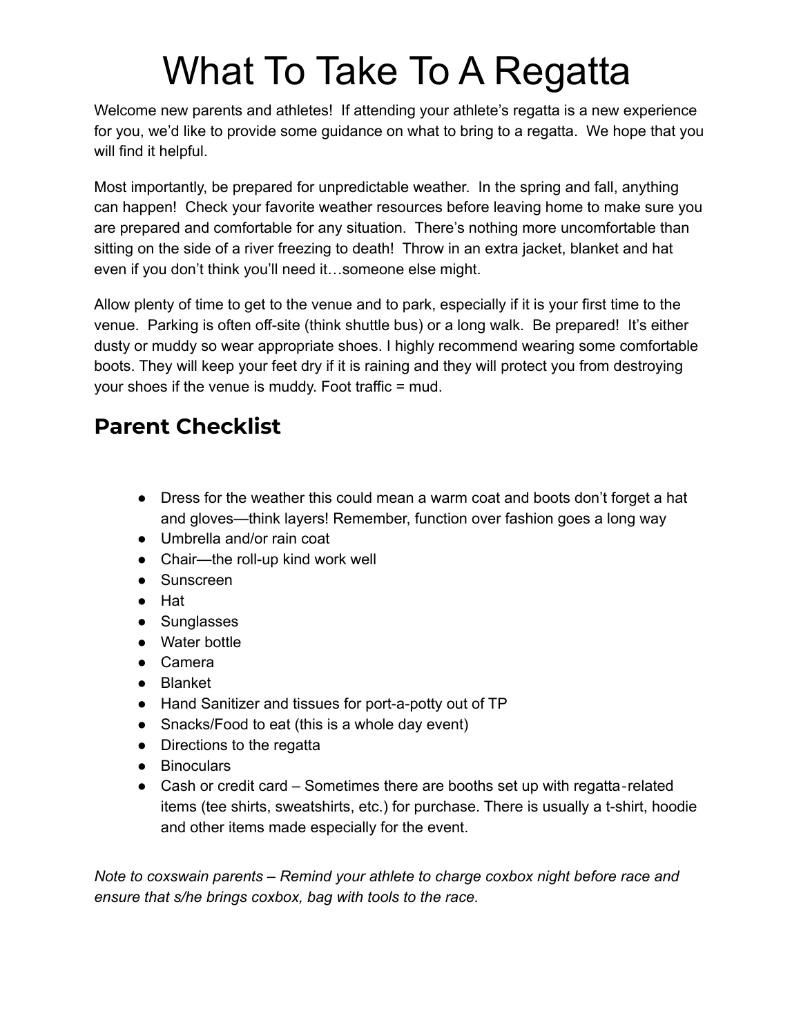# What To Take To A Regatta

Welcome new parents and athletes! If attending your athlete's regatta is a new experience for you, we'd like to provide some guidance on what to bring to a regatta. We hope that you will find it helpful.

Most importantly, be prepared for unpredictable weather. In the spring and fall, anything can happen! Check your favorite weather resources before leaving home to make sure you are prepared and comfortable for any situation. There's nothing more uncomfortable than sitting on the side of a river freezing to death! Throw in an extra jacket, blanket and hat even if you don't think you'll need it…someone else might.

Allow plenty of time to get to the venue and to park, especially if it is your first time to the venue. Parking is often off-site (think shuttle bus) or a long walk. Be prepared! It's either dusty or muddy so wear appropriate shoes. I highly recommend wearing some comfortable boots. They will keep your feet dry if it is raining and they will protect you from destroying your shoes if the venue is muddy. Foot traffic = mud.

## Parent Checklist

- Dress for the weather this could mean a warm coat and boots don't forget a hat and gloves—think layers! Remember, function over fashion goes a long way
- Umbrella and/or rain coat
- Chair—the roll-up kind work well
- Sunscreen
- Hat
- Sunglasses
- Water bottle
- Camera
- Blanket
- Hand Sanitizer and tissues for port-a-potty out of TP
- Snacks/Food to eat (this is a whole day event)
- Directions to the regatta
- Binoculars
- Cash or credit card – Sometimes there are booths set up with regatta-related items (tee shirts, sweatshirts, etc.) for purchase. There is usually a t-shirt, hoodie and other items made especially for the event.

*Note to coxswain parents – Remind your athlete to charge coxbox night before race and ensure that s/he brings coxbox, bag with tools to the race.*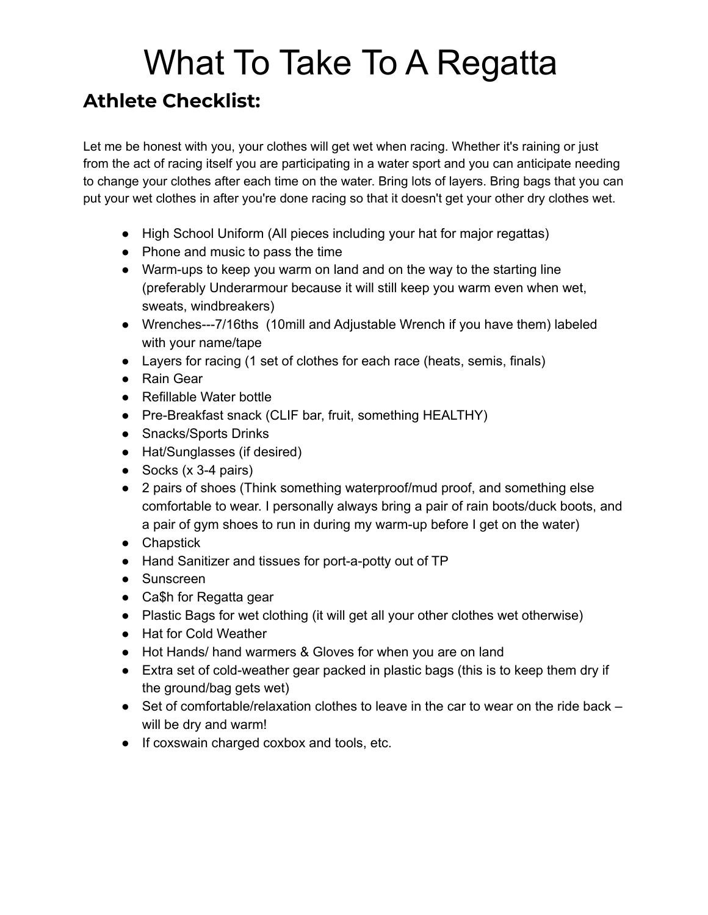# What To Take To A Regatta

## Athlete Checklist:

Let me be honest with you, your clothes will get wet when racing. Whether it's raining or just from the act of racing itself you are participating in a water sport and you can anticipate needing to change your clothes after each time on the water. Bring lots of layers. Bring bags that you can put your wet clothes in after you're done racing so that it doesn't get your other dry clothes wet.

- High School Uniform (All pieces including your hat for major regattas)
- Phone and music to pass the time
- Warm-ups to keep you warm on land and on the way to the starting line (preferably Underarmour because it will still keep you warm even when wet, sweats, windbreakers)
- Wrenches---7/16ths (10mill and Adjustable Wrench if you have them) labeled with your name/tape
- Layers for racing (1 set of clothes for each race (heats, semis, finals)
- Rain Gear
- Refillable Water bottle
- Pre-Breakfast snack (CLIF bar, fruit, something HEALTHY)
- Snacks/Sports Drinks
- Hat/Sunglasses (if desired)
- Socks (x 3-4 pairs)
- 2 pairs of shoes (Think something waterproof/mud proof, and something else comfortable to wear. I personally always bring a pair of rain boots/duck boots, and a pair of gym shoes to run in during my warm-up before I get on the water)
- Chapstick
- Hand Sanitizer and tissues for port-a-potty out of TP
- Sunscreen
- Ca$h for Regatta gear
- Plastic Bags for wet clothing (it will get all your other clothes wet otherwise)
- Hat for Cold Weather
- Hot Hands/ hand warmers & Gloves for when you are on land
- Extra set of cold-weather gear packed in plastic bags (this is to keep them dry if the ground/bag gets wet)
- Set of comfortable/relaxation clothes to leave in the car to wear on the ride back – will be dry and warm!
- If coxswain charged coxbox and tools, etc.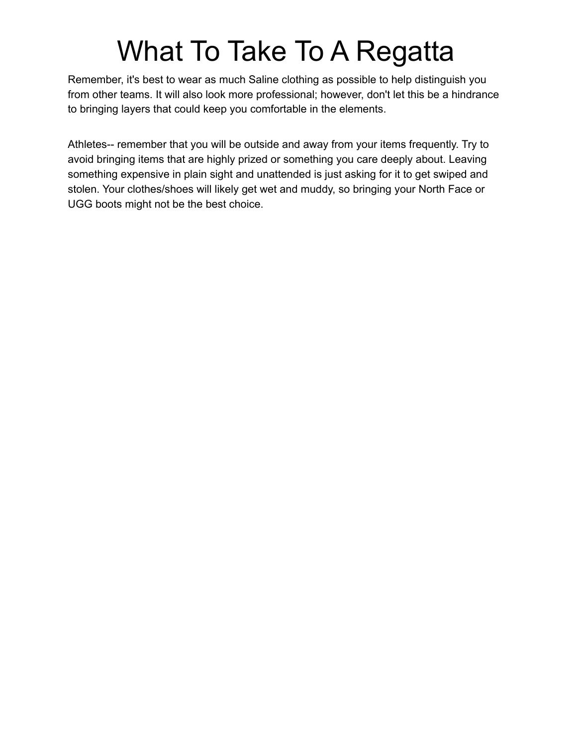# What To Take To A Regatta

Remember, it's best to wear as much Saline clothing as possible to help distinguish you from other teams. It will also look more professional; however, don't let this be a hindrance to bringing layers that could keep you comfortable in the elements.

Athletes-- remember that you will be outside and away from your items frequently. Try to avoid bringing items that are highly prized or something you care deeply about. Leaving something expensive in plain sight and unattended is just asking for it to get swiped and stolen. Your clothes/shoes will likely get wet and muddy, so bringing your North Face or UGG boots might not be the best choice.